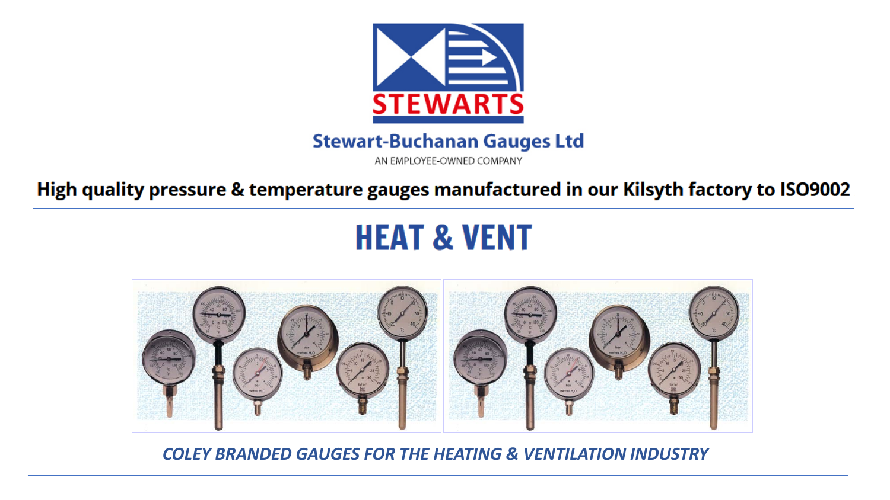STEWARTS

**Stewart-Buchanan Gauges Ltd**

AN EMPLOYEE-OWNED COMPANY

**High quality pressure & temperature gauges manufactured in our Kilsyth factory to ISO9002**

# HEAT & VENT

*COLEY BRANDED GAUGES FOR THE HEATING & VENTILATION INDUSTRY*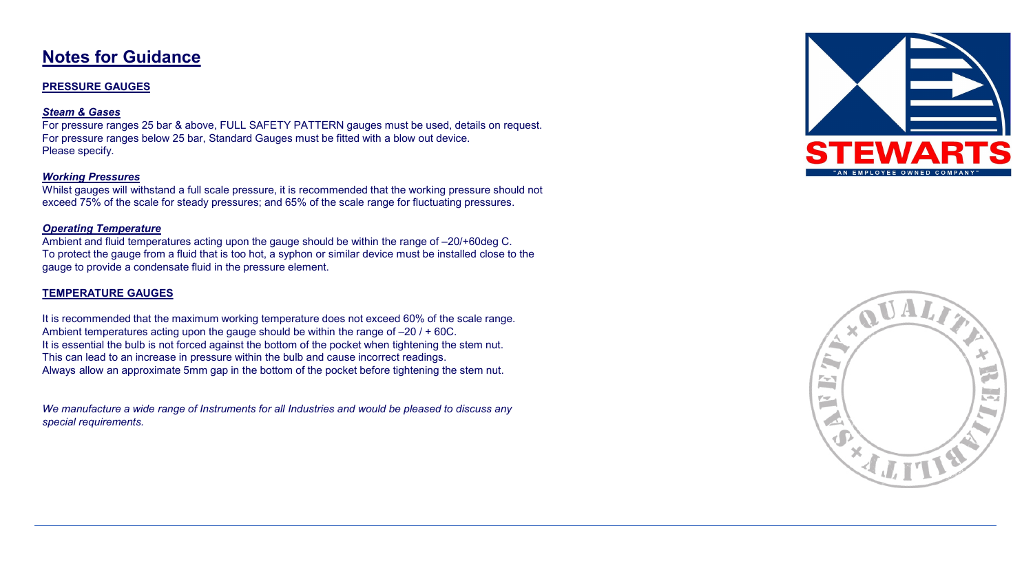# Notes for Guidance

## PRESSURE GAUGES

### *Steam & Gases*

For pressure ranges 25 bar & above, FULL SAFETY PATTERN gauges must be used, details on request.
For pressure ranges below 25 bar, Standard Gauges must be fitted with a blow out device.
Please specify.

### *Working Pressures*

Whilst gauges will withstand a full scale pressure, it is recommended that the working pressure should not exceed 75% of the scale for steady pressures; and 65% of the scale range for fluctuating pressures.

### *Operating Temperature*

Ambient and fluid temperatures acting upon the gauge should be within the range of –20/+60deg C.
To protect the gauge from a fluid that is too hot, a syphon or similar device must be installed close to the gauge to provide a condensate fluid in the pressure element.

## TEMPERATURE GAUGES

It is recommended that the maximum working temperature does not exceed 60% of the scale range.
Ambient temperatures acting upon the gauge should be within the range of –20 / + 60C.
It is essential the bulb is not forced against the bottom of the pocket when tightening the stem nut.
This can lead to an increase in pressure within the bulb and cause incorrect readings.
Always allow an approximate 5mm gap in the bottom of the pocket before tightening the stem nut.

*We manufacture a wide range of Instruments for all Industries and would be pleased to discuss any special requirements.*

STEWARTS
"AN EMPLOYEE OWNED COMPANY"

SAFETY + QUALITY + RELIABILITY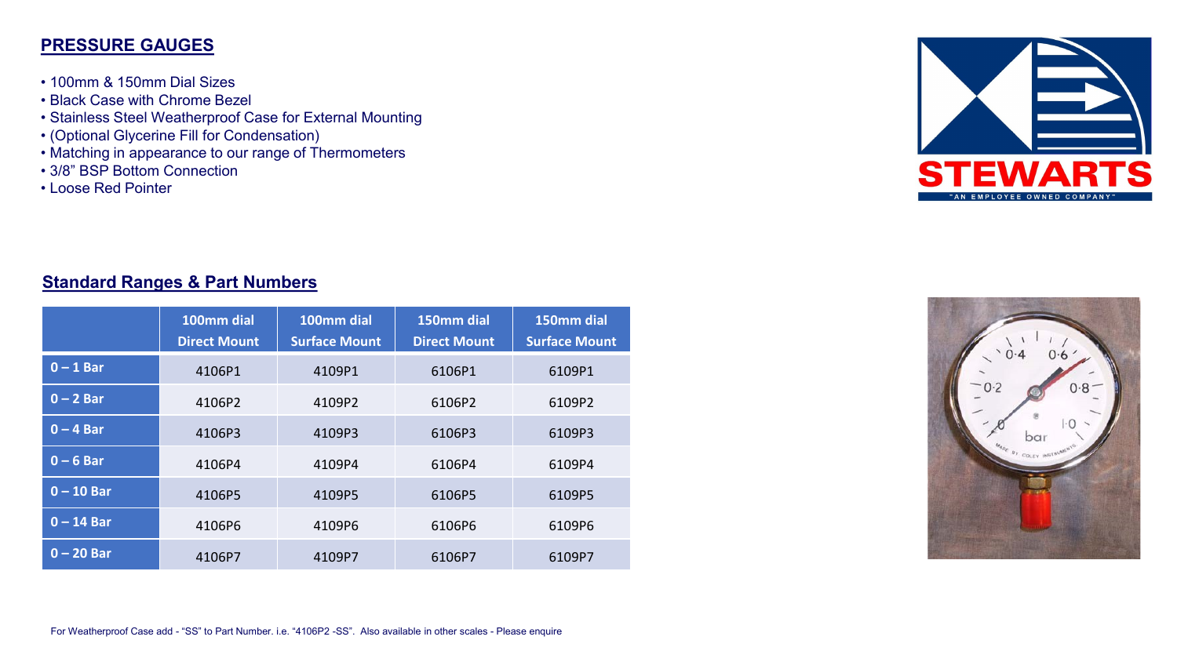## PRESSURE GAUGES

- 100mm & 150mm Dial Sizes
- Black Case with Chrome Bezel
- Stainless Steel Weatherproof Case for External Mounting
- (Optional Glycerine Fill for Condensation)
- Matching in appearance to our range of Thermometers
- 3/8" BSP Bottom Connection
- Loose Red Pointer

### Standard Ranges & Part Numbers

| | 100mm dial Direct Mount | 100mm dial Surface Mount | 150mm dial Direct Mount | 150mm dial Surface Mount |
|---|---|---|---|---|
| 0 – 1 Bar | 4106P1 | 4109P1 | 6106P1 | 6109P1 |
| 0 – 2 Bar | 4106P2 | 4109P2 | 6106P2 | 6109P2 |
| 0 – 4 Bar | 4106P3 | 4109P3 | 6106P3 | 6109P3 |
| 0 – 6 Bar | 4106P4 | 4109P4 | 6106P4 | 6109P4 |
| 0 – 10 Bar | 4106P5 | 4109P5 | 6106P5 | 6109P5 |
| 0 – 14 Bar | 4106P6 | 4109P6 | 6106P6 | 6109P6 |
| 0 – 20 Bar | 4106P7 | 4109P7 | 6106P7 | 6109P7 |

For Weatherproof Case add - "SS" to Part Number. i.e. "4106P2 -SS". Also available in other scales - Please enquire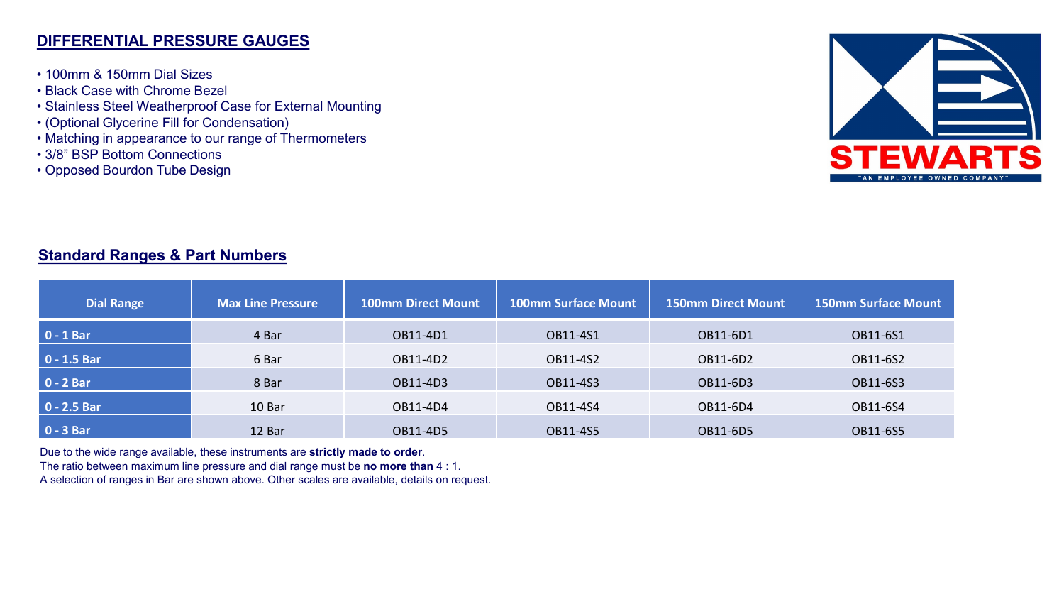## DIFFERENTIAL PRESSURE GAUGES

- 100mm & 150mm Dial Sizes
- Black Case with Chrome Bezel
- Stainless Steel Weatherproof Case for External Mounting
- (Optional Glycerine Fill for Condensation)
- Matching in appearance to our range of Thermometers
- 3/8" BSP Bottom Connections
- Opposed Bourdon Tube Design

STEWARTS
"AN EMPLOYEE OWNED COMPANY"

## Standard Ranges & Part Numbers

| Dial Range | Max Line Pressure | 100mm Direct Mount | 100mm Surface Mount | 150mm Direct Mount | 150mm Surface Mount |
|---|---|---|---|---|---|
| **0 - 1 Bar** | 4 Bar | OB11-4D1 | OB11-4S1 | OB11-6D1 | OB11-6S1 |
| **0 - 1.5 Bar** | 6 Bar | OB11-4D2 | OB11-4S2 | OB11-6D2 | OB11-6S2 |
| **0 - 2 Bar** | 8 Bar | OB11-4D3 | OB11-4S3 | OB11-6D3 | OB11-6S3 |
| **0 - 2.5 Bar** | 10 Bar | OB11-4D4 | OB11-4S4 | OB11-6D4 | OB11-6S4 |
| **0 - 3 Bar** | 12 Bar | OB11-4D5 | OB11-4S5 | OB11-6D5 | OB11-6S5 |

Due to the wide range available, these instruments are **strictly made to order**.
The ratio between maximum line pressure and dial range must be **no more than** 4 : 1.
A selection of ranges in Bar are shown above. Other scales are available, details on request.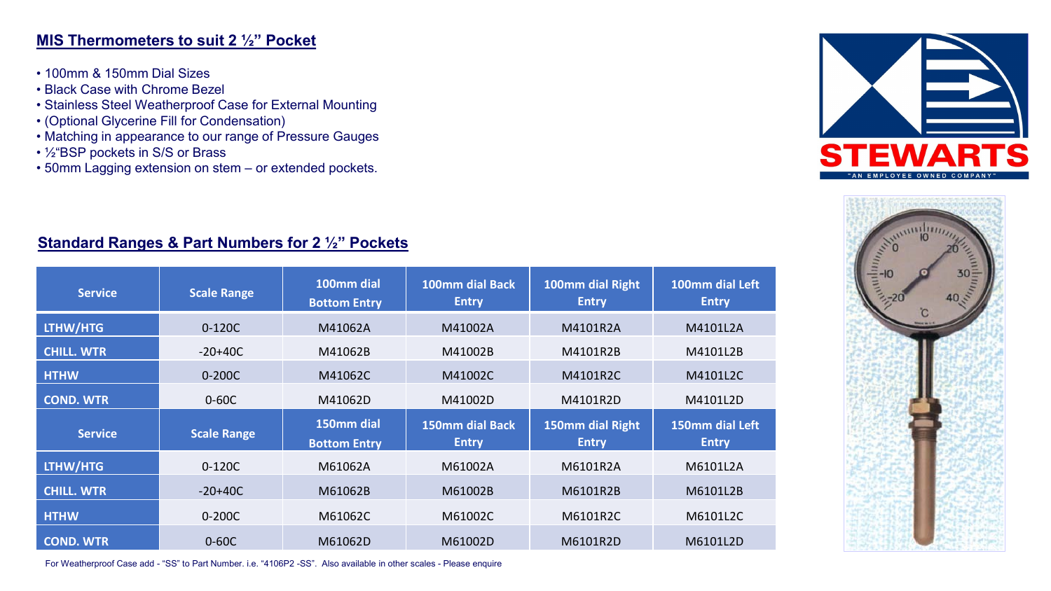## MIS Thermometers to suit 2 ½" Pocket

- 100mm & 150mm Dial Sizes
- Black Case with Chrome Bezel
- Stainless Steel Weatherproof Case for External Mounting
- (Optional Glycerine Fill for Condensation)
- Matching in appearance to our range of Pressure Gauges
- ½"BSP pockets in S/S or Brass
- 50mm Lagging extension on stem – or extended pockets.

## Standard Ranges & Part Numbers for 2 ½" Pockets

| Service | Scale Range | 100mm dial Bottom Entry | 100mm dial Back Entry | 100mm dial Right Entry | 100mm dial Left Entry |
|---|---|---|---|---|---|
| LTHW/HTG | 0-120C | M41062A | M41002A | M4101R2A | M4101L2A |
| CHILL. WTR | -20+40C | M41062B | M41002B | M4101R2B | M4101L2B |
| HTHW | 0-200C | M41062C | M41002C | M4101R2C | M4101L2C |
| COND. WTR | 0-60C | M41062D | M41002D | M4101R2D | M4101L2D |
| **Service** | **Scale Range** | **150mm dial Bottom Entry** | **150mm dial Back Entry** | **150mm dial Right Entry** | **150mm dial Left Entry** |
| LTHW/HTG | 0-120C | M61062A | M61002A | M6101R2A | M6101L2A |
| CHILL. WTR | -20+40C | M61062B | M61002B | M6101R2B | M6101L2B |
| HTHW | 0-200C | M61062C | M61002C | M6101R2C | M6101L2C |
| COND. WTR | 0-60C | M61062D | M61002D | M6101R2D | M6101L2D |

For Weatherproof Case add - "SS" to Part Number. i.e. "4106P2 -SS". Also available in other scales - Please enquire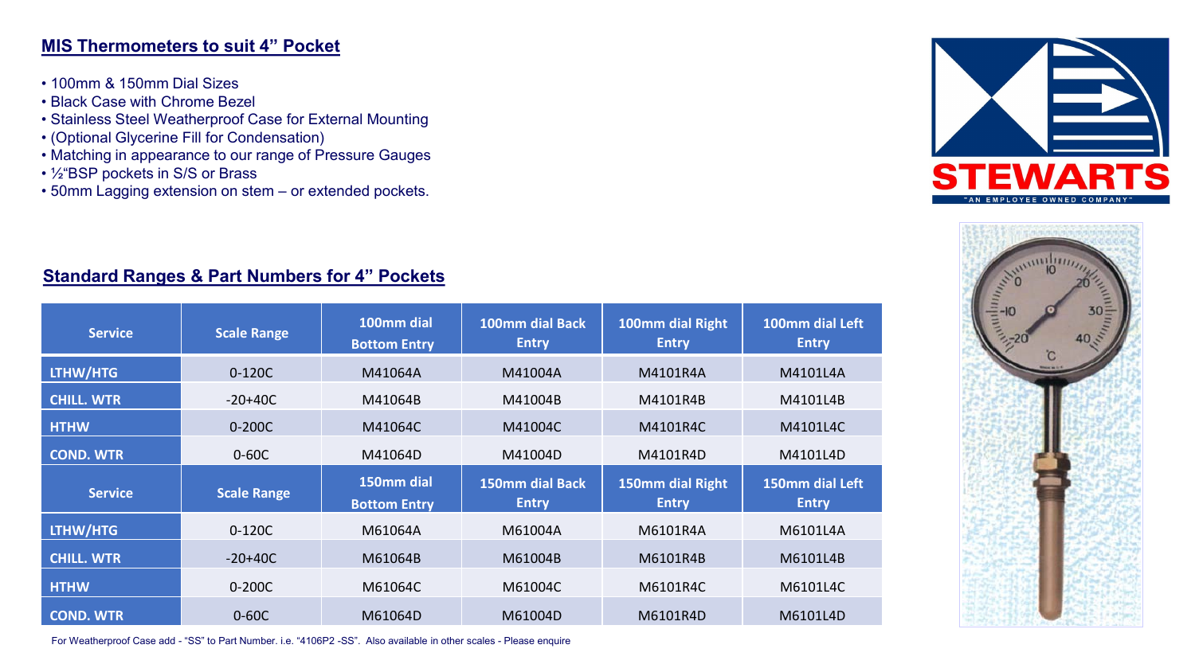## MIS Thermometers to suit 4" Pocket

- 100mm & 150mm Dial Sizes
- Black Case with Chrome Bezel
- Stainless Steel Weatherproof Case for External Mounting
- (Optional Glycerine Fill for Condensation)
- Matching in appearance to our range of Pressure Gauges
- ½"BSP pockets in S/S or Brass
- 50mm Lagging extension on stem – or extended pockets.

## Standard Ranges & Part Numbers for 4" Pockets

| Service | Scale Range | 100mm dial Bottom Entry | 100mm dial Back Entry | 100mm dial Right Entry | 100mm dial Left Entry |
|---|---|---|---|---|---|
| LTHW/HTG | 0-120C | M41064A | M41004A | M4101R4A | M4101L4A |
| CHILL. WTR | -20+40C | M41064B | M41004B | M4101R4B | M4101L4B |
| HTHW | 0-200C | M41064C | M41004C | M4101R4C | M4101L4C |
| COND. WTR | 0-60C | M41064D | M41004D | M4101R4D | M4101L4D |
| **Service** | **Scale Range** | **150mm dial Bottom Entry** | **150mm dial Back Entry** | **150mm dial Right Entry** | **150mm dial Left Entry** |
| LTHW/HTG | 0-120C | M61064A | M61004A | M6101R4A | M6101L4A |
| CHILL. WTR | -20+40C | M61064B | M61004B | M6101R4B | M6101L4B |
| HTHW | 0-200C | M61064C | M61004C | M6101R4C | M6101L4C |
| COND. WTR | 0-60C | M61064D | M61004D | M6101R4D | M6101L4D |

For Weatherproof Case add - "SS" to Part Number. i.e. "4106P2 -SS". Also available in other scales - Please enquire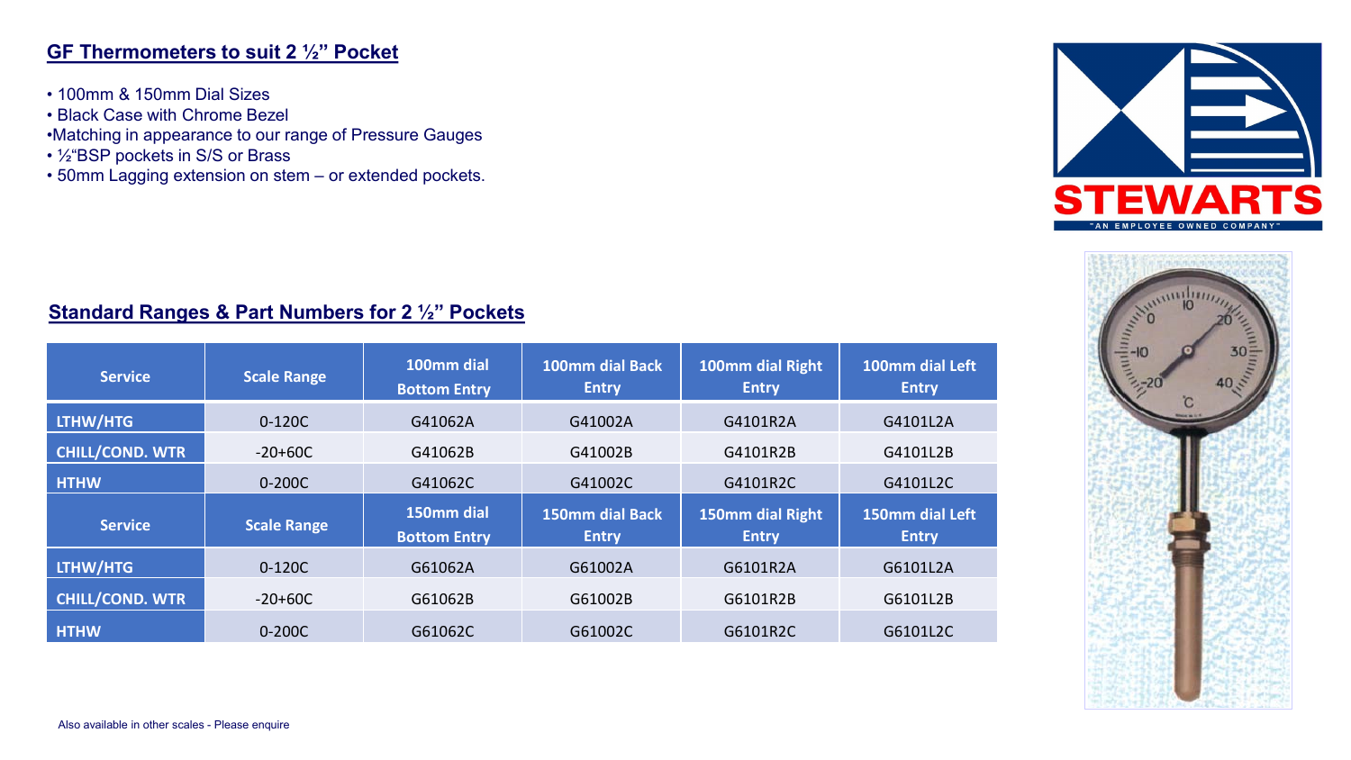## GF Thermometers to suit 2 ½" Pocket

- 100mm & 150mm Dial Sizes
- Black Case with Chrome Bezel
- Matching in appearance to our range of Pressure Gauges
- ½"BSP pockets in S/S or Brass
- 50mm Lagging extension on stem – or extended pockets.

## Standard Ranges & Part Numbers for 2 ½" Pockets

| Service | Scale Range | 100mm dial Bottom Entry | 100mm dial Back Entry | 100mm dial Right Entry | 100mm dial Left Entry |
|---|---|---|---|---|---|
| LTHW/HTG | 0-120C | G41062A | G41002A | G4101R2A | G4101L2A |
| CHILL/COND. WTR | -20+60C | G41062B | G41002B | G4101R2B | G4101L2B |
| HTHW | 0-200C | G41062C | G41002C | G4101R2C | G4101L2C |
| **Service** | **Scale Range** | **150mm dial Bottom Entry** | **150mm dial Back Entry** | **150mm dial Right Entry** | **150mm dial Left Entry** |
| LTHW/HTG | 0-120C | G61062A | G61002A | G6101R2A | G6101L2A |
| CHILL/COND. WTR | -20+60C | G61062B | G61002B | G6101R2B | G6101L2B |
| HTHW | 0-200C | G61062C | G61002C | G6101R2C | G6101L2C |

Also available in other scales - Please enquire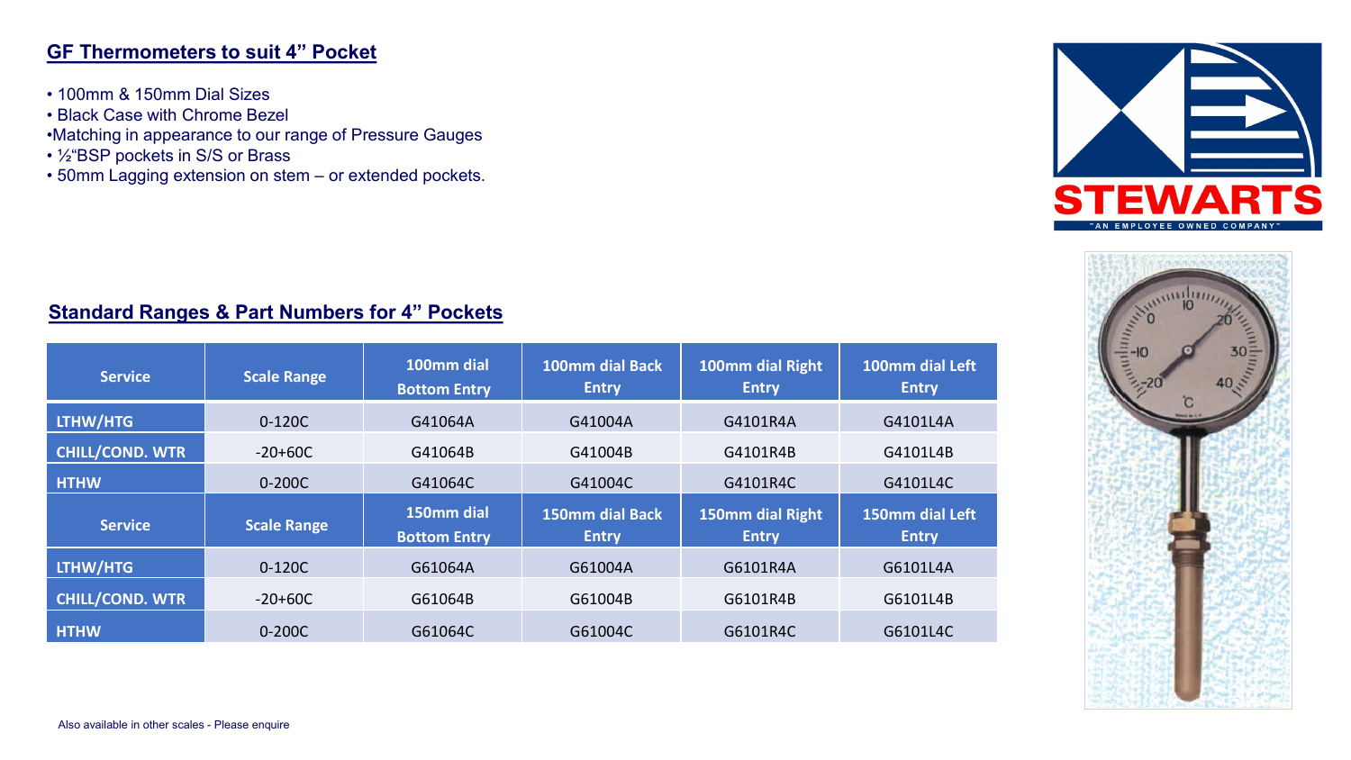## GF Thermometers to suit 4” Pocket

- 100mm & 150mm Dial Sizes
- Black Case with Chrome Bezel
- Matching in appearance to our range of Pressure Gauges
- ½“BSP pockets in S/S or Brass
- 50mm Lagging extension on stem – or extended pockets.

## Standard Ranges & Part Numbers for 4” Pockets

| Service | Scale Range | 100mm dial Bottom Entry | 100mm dial Back Entry | 100mm dial Right Entry | 100mm dial Left Entry |
|---|---|---|---|---|---|
| LTHW/HTG | 0-120C | G41064A | G41004A | G4101R4A | G4101L4A |
| CHILL/COND. WTR | -20+60C | G41064B | G41004B | G4101R4B | G4101L4B |
| HTHW | 0-200C | G41064C | G41004C | G4101R4C | G4101L4C |
| **Service** | **Scale Range** | **150mm dial Bottom Entry** | **150mm dial Back Entry** | **150mm dial Right Entry** | **150mm dial Left Entry** |
| LTHW/HTG | 0-120C | G61064A | G61004A | G6101R4A | G6101L4A |
| CHILL/COND. WTR | -20+60C | G61064B | G61004B | G6101R4B | G6101L4B |
| HTHW | 0-200C | G61064C | G61004C | G6101R4C | G6101L4C |

Also available in other scales - Please enquire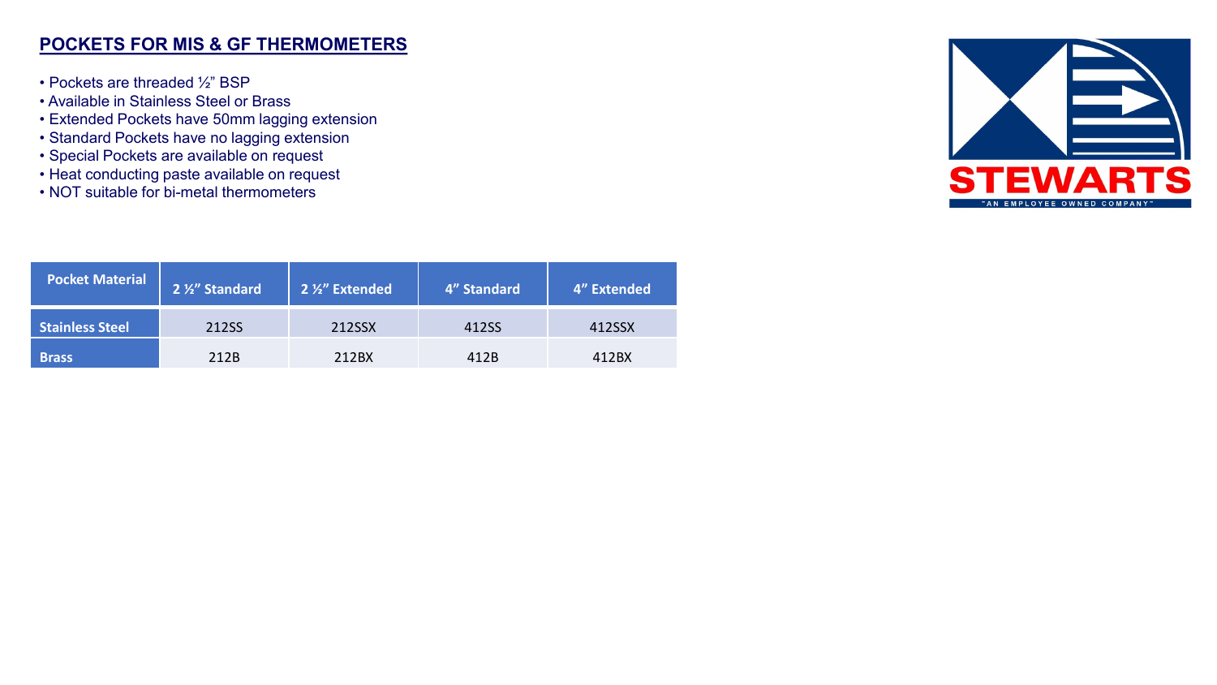## POCKETS FOR MIS & GF THERMOMETERS

- Pockets are threaded ½" BSP
- Available in Stainless Steel or Brass
- Extended Pockets have 50mm lagging extension
- Standard Pockets have no lagging extension
- Special Pockets are available on request
- Heat conducting paste available on request
- NOT suitable for bi-metal thermometers

STEWARTS
"AN EMPLOYEE OWNED COMPANY"

| Pocket Material | 2 ½" Standard | 2 ½" Extended | 4" Standard | 4" Extended |
|---|---|---|---|---|
| Stainless Steel | 212SS | 212SSX | 412SS | 412SSX |
| Brass | 212B | 212BX | 412B | 412BX |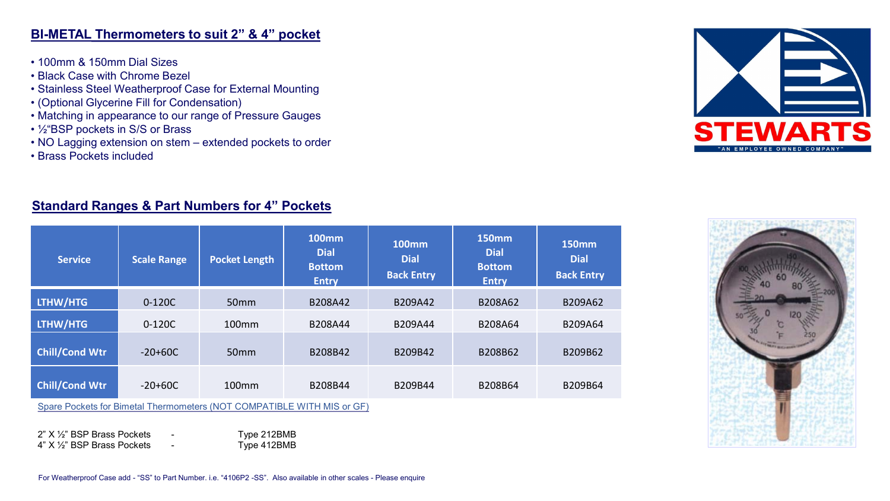## BI-METAL Thermometers to suit 2" & 4" pocket

- 100mm & 150mm Dial Sizes
- Black Case with Chrome Bezel
- Stainless Steel Weatherproof Case for External Mounting
- (Optional Glycerine Fill for Condensation)
- Matching in appearance to our range of Pressure Gauges
- ½"BSP pockets in S/S or Brass
- NO Lagging extension on stem – extended pockets to order
- Brass Pockets included

## Standard Ranges & Part Numbers for 4" Pockets

| Service | Scale Range | Pocket Length | 100mm Dial Bottom Entry | 100mm Dial Back Entry | 150mm Dial Bottom Entry | 150mm Dial Back Entry |
|---|---|---|---|---|---|---|
| LTHW/HTG | 0-120C | 50mm | B208A42 | B209A42 | B208A62 | B209A62 |
| LTHW/HTG | 0-120C | 100mm | B208A44 | B209A44 | B208A64 | B209A64 |
| Chill/Cond Wtr | -20+60C | 50mm | B208B42 | B209B42 | B208B62 | B209B62 |
| Chill/Cond Wtr | -20+60C | 100mm | B208B44 | B209B44 | B208B64 | B209B64 |

Spare Pockets for Bimetal Thermometers (NOT COMPATIBLE WITH MIS or GF)

2" X ½" BSP Brass Pockets - Type 212BMB
4" X ½" BSP Brass Pockets - Type 412BMB

For Weatherproof Case add - "SS" to Part Number. i.e. "4106P2 -SS". Also available in other scales - Please enquire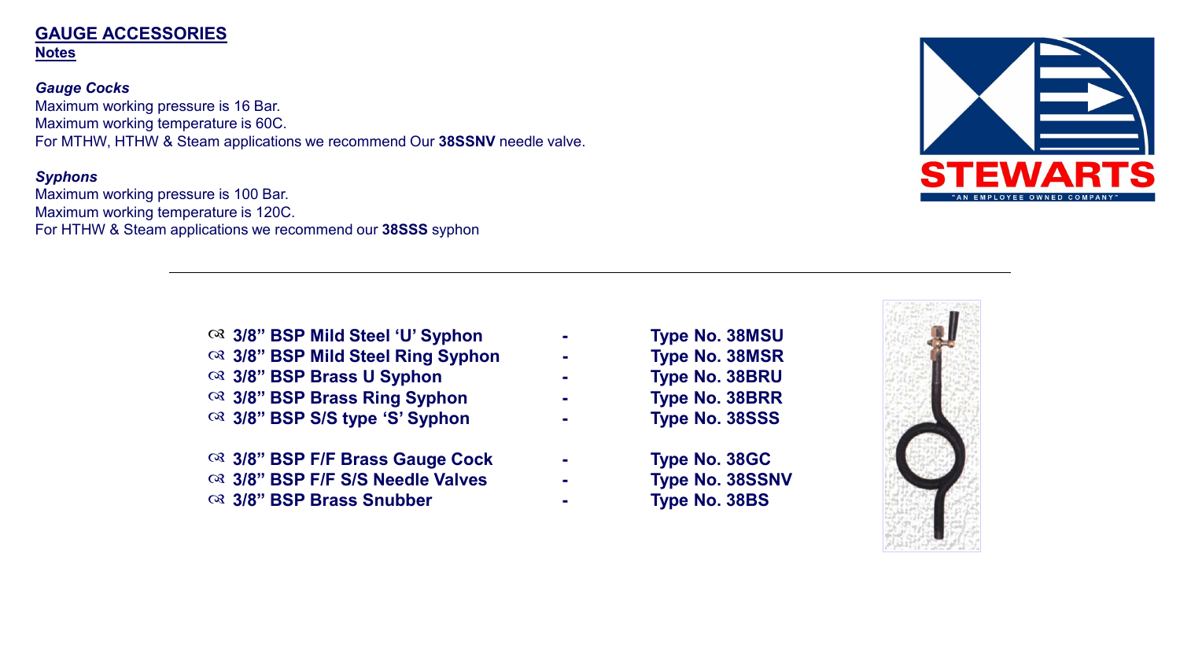# GAUGE ACCESSORIES

## Notes

***Gauge Cocks***

Maximum working pressure is 16 Bar.
Maximum working temperature is 60C.
For MTHW, HTHW & Steam applications we recommend Our **38SSNV** needle valve.

***Syphons***

Maximum working pressure is 100 Bar.
Maximum working temperature is 120C.
For HTHW & Steam applications we recommend our **38SSS** syphon

---

- **3/8" BSP Mild Steel 'U' Syphon - Type No. 38MSU**
- **3/8" BSP Mild Steel Ring Syphon - Type No. 38MSR**
- **3/8" BSP Brass U Syphon - Type No. 38BRU**
- **3/8" BSP Brass Ring Syphon - Type No. 38BRR**
- **3/8" BSP S/S type 'S' Syphon - Type No. 38SSS**

- **3/8" BSP F/F Brass Gauge Cock - Type No. 38GC**
- **3/8" BSP F/F S/S Needle Valves - Type No. 38SSNV**
- **3/8" BSP Brass Snubber - Type No. 38BS**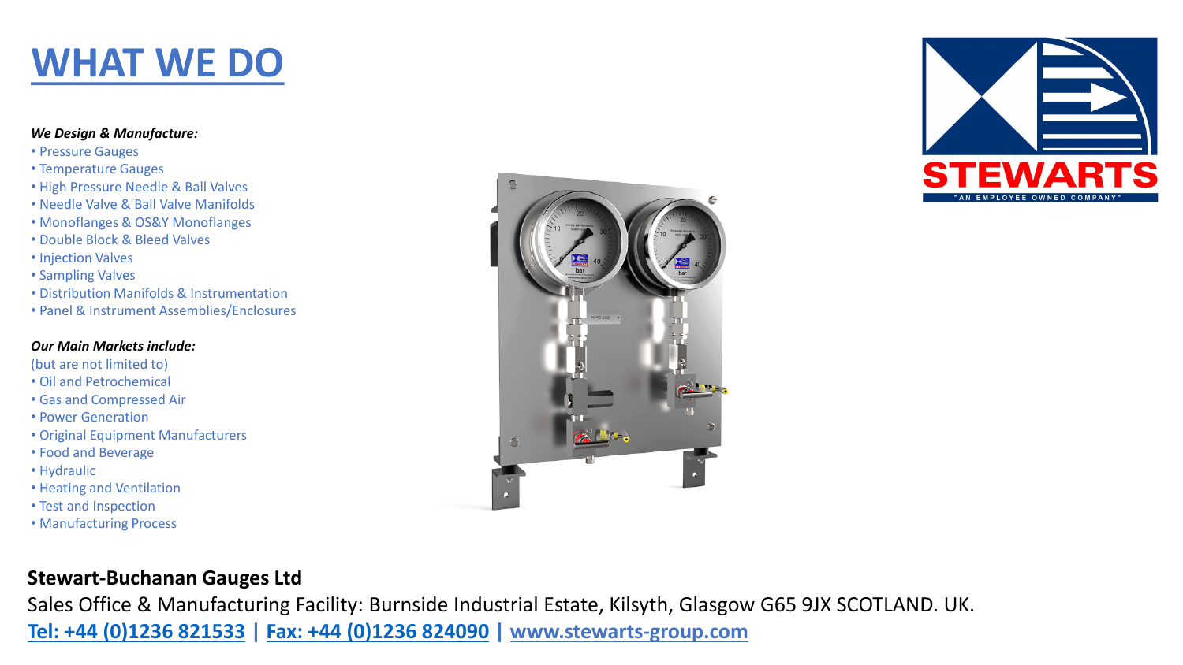# WHAT WE DO

***We Design & Manufacture:***

- Pressure Gauges
- Temperature Gauges
- High Pressure Needle & Ball Valves
- Needle Valve & Ball Valve Manifolds
- Monoflanges & OS&Y Monoflanges
- Double Block & Bleed Valves
- Injection Valves
- Sampling Valves
- Distribution Manifolds & Instrumentation
- Panel & Instrument Assemblies/Enclosures

***Our Main Markets include:***

(but are not limited to)

- Oil and Petrochemical
- Gas and Compressed Air
- Power Generation
- Original Equipment Manufacturers
- Food and Beverage
- Hydraulic
- Heating and Ventilation
- Test and Inspection
- Manufacturing Process

STEWARTS

"AN EMPLOYEE OWNED COMPANY"

**Stewart-Buchanan Gauges Ltd**

Sales Office & Manufacturing Facility: Burnside Industrial Estate, Kilsyth, Glasgow G65 9JX SCOTLAND. UK.

**Tel: +44 (0)1236 821533 | Fax: +44 (0)1236 824090 | www.stewarts-group.com**